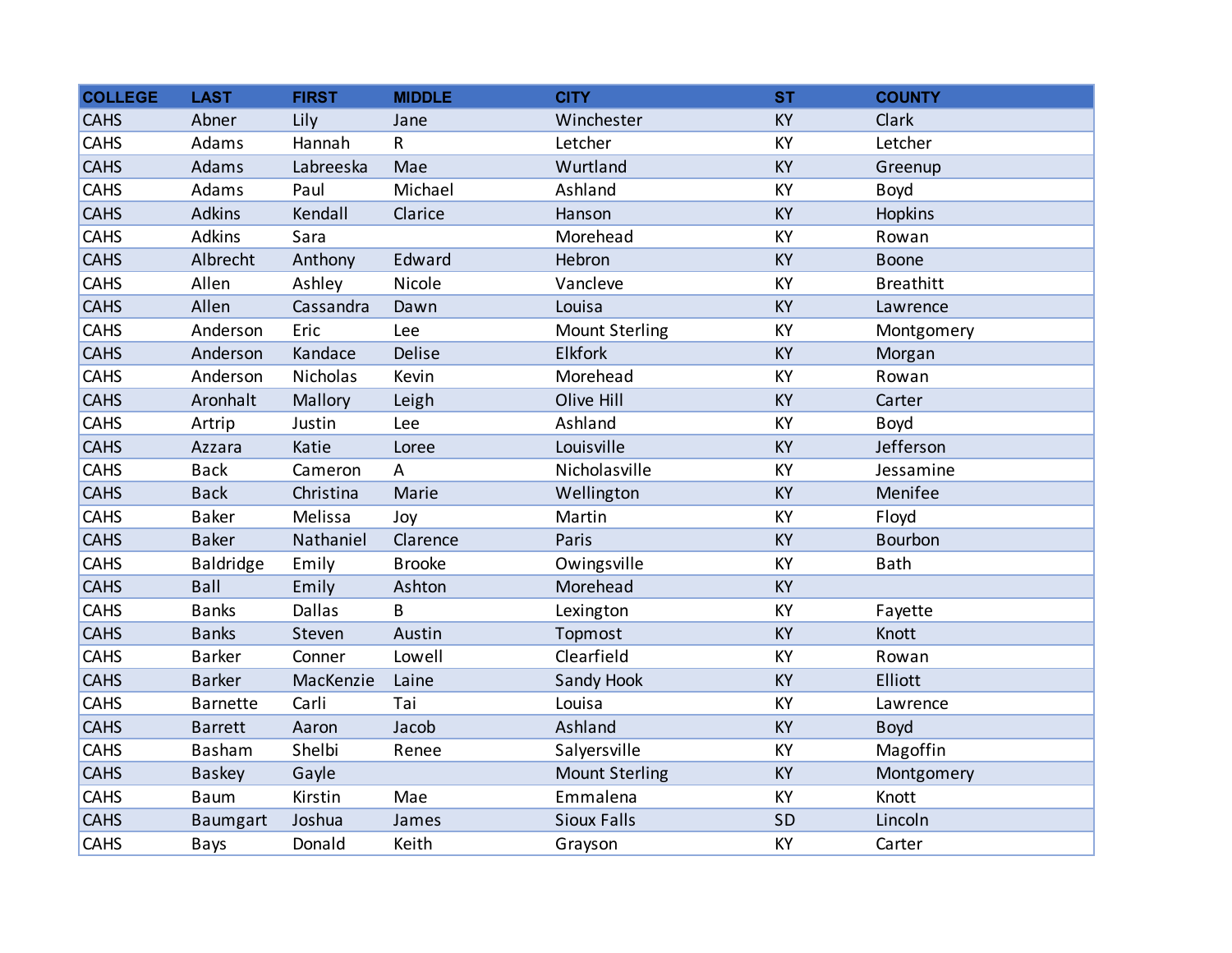| COLLEGE | LAST | FIRST | MIDDLE | CITY | ST | COUNTY |
|---|---|---|---|---|---|---|
| CAHS | Abner | Lily | Jane | Winchester | KY | Clark |
| CAHS | Adams | Hannah | R | Letcher | KY | Letcher |
| CAHS | Adams | Labreeska | Mae | Wurtland | KY | Greenup |
| CAHS | Adams | Paul | Michael | Ashland | KY | Boyd |
| CAHS | Adkins | Kendall | Clarice | Hanson | KY | Hopkins |
| CAHS | Adkins | Sara | | Morehead | KY | Rowan |
| CAHS | Albrecht | Anthony | Edward | Hebron | KY | Boone |
| CAHS | Allen | Ashley | Nicole | Vancleve | KY | Breathitt |
| CAHS | Allen | Cassandra | Dawn | Louisa | KY | Lawrence |
| CAHS | Anderson | Eric | Lee | Mount Sterling | KY | Montgomery |
| CAHS | Anderson | Kandace | Delise | Elkfork | KY | Morgan |
| CAHS | Anderson | Nicholas | Kevin | Morehead | KY | Rowan |
| CAHS | Aronhalt | Mallory | Leigh | Olive Hill | KY | Carter |
| CAHS | Artrip | Justin | Lee | Ashland | KY | Boyd |
| CAHS | Azzara | Katie | Loree | Louisville | KY | Jefferson |
| CAHS | Back | Cameron | A | Nicholasville | KY | Jessamine |
| CAHS | Back | Christina | Marie | Wellington | KY | Menifee |
| CAHS | Baker | Melissa | Joy | Martin | KY | Floyd |
| CAHS | Baker | Nathaniel | Clarence | Paris | KY | Bourbon |
| CAHS | Baldridge | Emily | Brooke | Owingsville | KY | Bath |
| CAHS | Ball | Emily | Ashton | Morehead | KY | |
| CAHS | Banks | Dallas | B | Lexington | KY | Fayette |
| CAHS | Banks | Steven | Austin | Topmost | KY | Knott |
| CAHS | Barker | Conner | Lowell | Clearfield | KY | Rowan |
| CAHS | Barker | MacKenzie | Laine | Sandy Hook | KY | Elliott |
| CAHS | Barnette | Carli | Tai | Louisa | KY | Lawrence |
| CAHS | Barrett | Aaron | Jacob | Ashland | KY | Boyd |
| CAHS | Basham | Shelbi | Renee | Salyersville | KY | Magoffin |
| CAHS | Baskey | Gayle | | Mount Sterling | KY | Montgomery |
| CAHS | Baum | Kirstin | Mae | Emmalena | KY | Knott |
| CAHS | Baumgart | Joshua | James | Sioux Falls | SD | Lincoln |
| CAHS | Bays | Donald | Keith | Grayson | KY | Carter |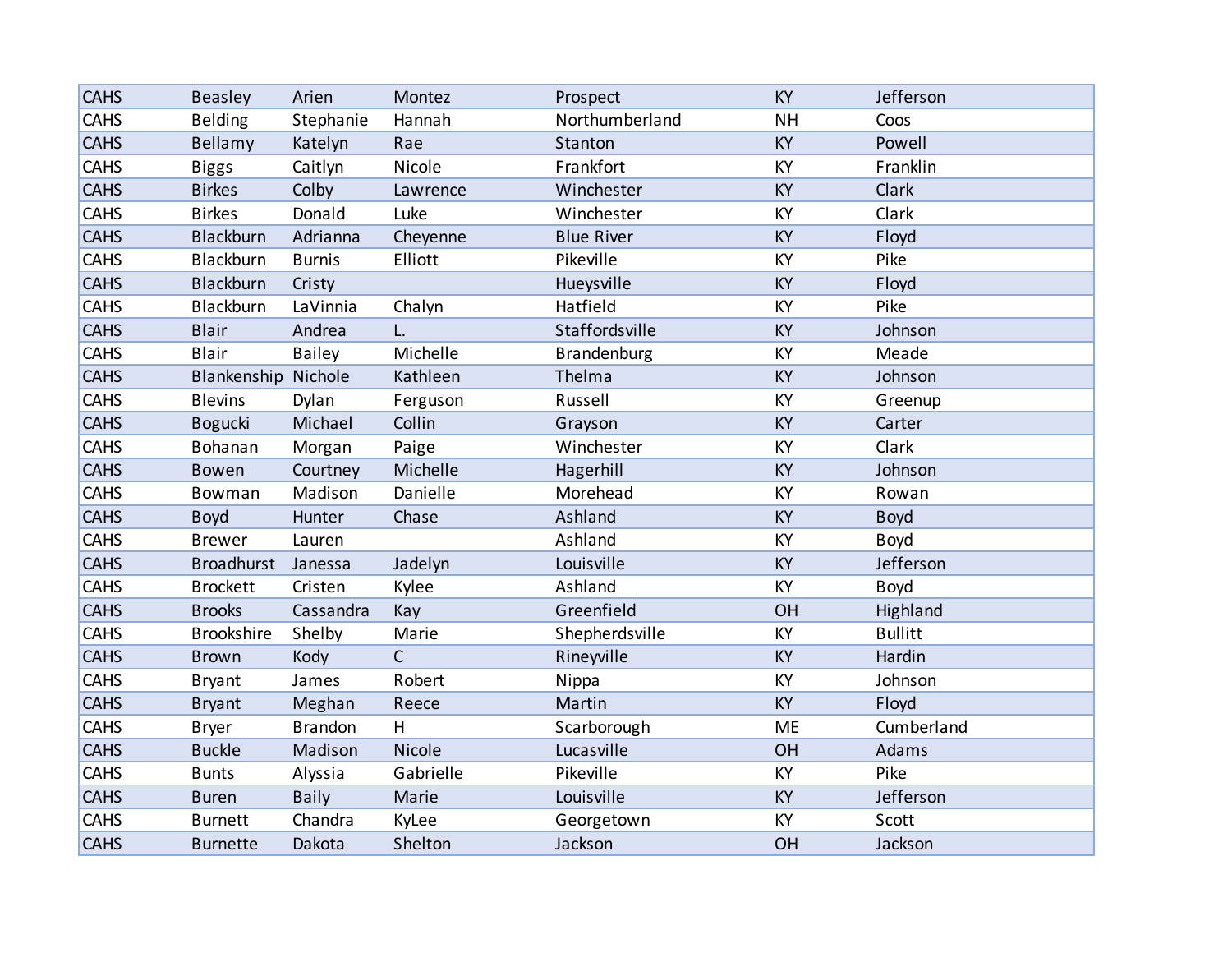| | | | | | | |
|---|---|---|---|---|---|---|
| CAHS | Beasley | Arien | Montez | Prospect | KY | Jefferson |
| CAHS | Belding | Stephanie | Hannah | Northumberland | NH | Coos |
| CAHS | Bellamy | Katelyn | Rae | Stanton | KY | Powell |
| CAHS | Biggs | Caitlyn | Nicole | Frankfort | KY | Franklin |
| CAHS | Birkes | Colby | Lawrence | Winchester | KY | Clark |
| CAHS | Birkes | Donald | Luke | Winchester | KY | Clark |
| CAHS | Blackburn | Adrianna | Cheyenne | Blue River | KY | Floyd |
| CAHS | Blackburn | Burnis | Elliott | Pikeville | KY | Pike |
| CAHS | Blackburn | Cristy | | Hueysville | KY | Floyd |
| CAHS | Blackburn | LaVinnia | Chalyn | Hatfield | KY | Pike |
| CAHS | Blair | Andrea | L. | Staffordsville | KY | Johnson |
| CAHS | Blair | Bailey | Michelle | Brandenburg | KY | Meade |
| CAHS | Blankenship | Nichole | Kathleen | Thelma | KY | Johnson |
| CAHS | Blevins | Dylan | Ferguson | Russell | KY | Greenup |
| CAHS | Bogucki | Michael | Collin | Grayson | KY | Carter |
| CAHS | Bohanan | Morgan | Paige | Winchester | KY | Clark |
| CAHS | Bowen | Courtney | Michelle | Hagerhill | KY | Johnson |
| CAHS | Bowman | Madison | Danielle | Morehead | KY | Rowan |
| CAHS | Boyd | Hunter | Chase | Ashland | KY | Boyd |
| CAHS | Brewer | Lauren | | Ashland | KY | Boyd |
| CAHS | Broadhurst | Janessa | Jadelyn | Louisville | KY | Jefferson |
| CAHS | Brockett | Cristen | Kylee | Ashland | KY | Boyd |
| CAHS | Brooks | Cassandra | Kay | Greenfield | OH | Highland |
| CAHS | Brookshire | Shelby | Marie | Shepherdsville | KY | Bullitt |
| CAHS | Brown | Kody | C | Rineyville | KY | Hardin |
| CAHS | Bryant | James | Robert | Nippa | KY | Johnson |
| CAHS | Bryant | Meghan | Reece | Martin | KY | Floyd |
| CAHS | Bryer | Brandon | H | Scarborough | ME | Cumberland |
| CAHS | Buckle | Madison | Nicole | Lucasville | OH | Adams |
| CAHS | Bunts | Alyssia | Gabrielle | Pikeville | KY | Pike |
| CAHS | Buren | Baily | Marie | Louisville | KY | Jefferson |
| CAHS | Burnett | Chandra | KyLee | Georgetown | KY | Scott |
| CAHS | Burnette | Dakota | Shelton | Jackson | OH | Jackson |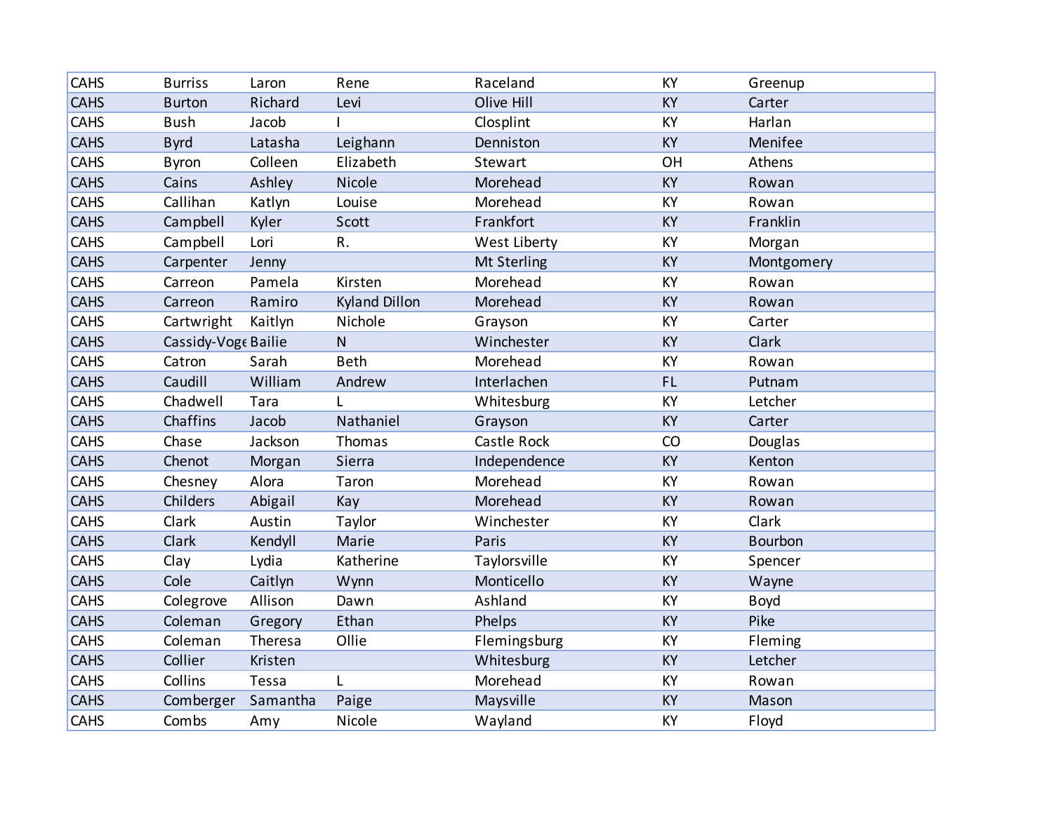| CAHS | Burriss | Laron | Rene | Raceland | KY | Greenup |
|---|---|---|---|---|---|---|
| CAHS | Burton | Richard | Levi | Olive Hill | KY | Carter |
| CAHS | Bush | Jacob | I | Closplint | KY | Harlan |
| CAHS | Byrd | Latasha | Leighann | Denniston | KY | Menifee |
| CAHS | Byron | Colleen | Elizabeth | Stewart | OH | Athens |
| CAHS | Cains | Ashley | Nicole | Morehead | KY | Rowan |
| CAHS | Callihan | Katlyn | Louise | Morehead | KY | Rowan |
| CAHS | Campbell | Kyler | Scott | Frankfort | KY | Franklin |
| CAHS | Campbell | Lori | R. | West Liberty | KY | Morgan |
| CAHS | Carpenter | Jenny | | Mt Sterling | KY | Montgomery |
| CAHS | Carreon | Pamela | Kirsten | Morehead | KY | Rowan |
| CAHS | Carreon | Ramiro | Kyland Dillon | Morehead | KY | Rowan |
| CAHS | Cartwright | Kaitlyn | Nichole | Grayson | KY | Carter |
| CAHS | Cassidy-Voge | Bailie | N | Winchester | KY | Clark |
| CAHS | Catron | Sarah | Beth | Morehead | KY | Rowan |
| CAHS | Caudill | William | Andrew | Interlachen | FL | Putnam |
| CAHS | Chadwell | Tara | L | Whitesburg | KY | Letcher |
| CAHS | Chaffins | Jacob | Nathaniel | Grayson | KY | Carter |
| CAHS | Chase | Jackson | Thomas | Castle Rock | CO | Douglas |
| CAHS | Chenot | Morgan | Sierra | Independence | KY | Kenton |
| CAHS | Chesney | Alora | Taron | Morehead | KY | Rowan |
| CAHS | Childers | Abigail | Kay | Morehead | KY | Rowan |
| CAHS | Clark | Austin | Taylor | Winchester | KY | Clark |
| CAHS | Clark | Kendyll | Marie | Paris | KY | Bourbon |
| CAHS | Clay | Lydia | Katherine | Taylorsville | KY | Spencer |
| CAHS | Cole | Caitlyn | Wynn | Monticello | KY | Wayne |
| CAHS | Colegrove | Allison | Dawn | Ashland | KY | Boyd |
| CAHS | Coleman | Gregory | Ethan | Phelps | KY | Pike |
| CAHS | Coleman | Theresa | Ollie | Flemingsburg | KY | Fleming |
| CAHS | Collier | Kristen | | Whitesburg | KY | Letcher |
| CAHS | Collins | Tessa | L | Morehead | KY | Rowan |
| CAHS | Comberger | Samantha | Paige | Maysville | KY | Mason |
| CAHS | Combs | Amy | Nicole | Wayland | KY | Floyd |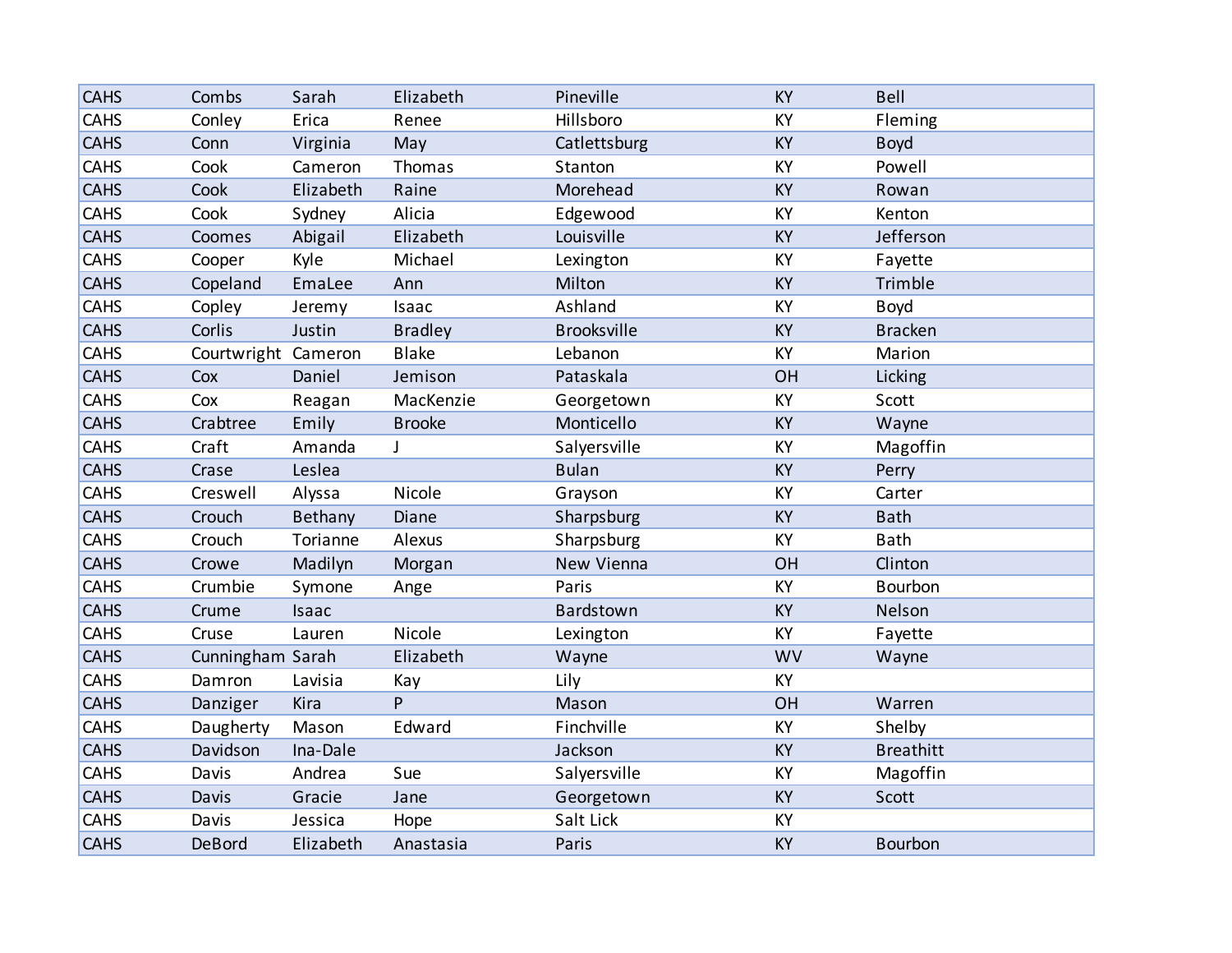| | | | | | | |
|---|---|---|---|---|---|---|
| CAHS | Combs | Sarah | Elizabeth | Pineville | KY | Bell |
| CAHS | Conley | Erica | Renee | Hillsboro | KY | Fleming |
| CAHS | Conn | Virginia | May | Catlettsburg | KY | Boyd |
| CAHS | Cook | Cameron | Thomas | Stanton | KY | Powell |
| CAHS | Cook | Elizabeth | Raine | Morehead | KY | Rowan |
| CAHS | Cook | Sydney | Alicia | Edgewood | KY | Kenton |
| CAHS | Coomes | Abigail | Elizabeth | Louisville | KY | Jefferson |
| CAHS | Cooper | Kyle | Michael | Lexington | KY | Fayette |
| CAHS | Copeland | EmaLee | Ann | Milton | KY | Trimble |
| CAHS | Copley | Jeremy | Isaac | Ashland | KY | Boyd |
| CAHS | Corlis | Justin | Bradley | Brooksville | KY | Bracken |
| CAHS | Courtwright | Cameron | Blake | Lebanon | KY | Marion |
| CAHS | Cox | Daniel | Jemison | Pataskala | OH | Licking |
| CAHS | Cox | Reagan | MacKenzie | Georgetown | KY | Scott |
| CAHS | Crabtree | Emily | Brooke | Monticello | KY | Wayne |
| CAHS | Craft | Amanda | J | Salyersville | KY | Magoffin |
| CAHS | Crase | Leslea | | Bulan | KY | Perry |
| CAHS | Creswell | Alyssa | Nicole | Grayson | KY | Carter |
| CAHS | Crouch | Bethany | Diane | Sharpsburg | KY | Bath |
| CAHS | Crouch | Torianne | Alexus | Sharpsburg | KY | Bath |
| CAHS | Crowe | Madilyn | Morgan | New Vienna | OH | Clinton |
| CAHS | Crumbie | Symone | Ange | Paris | KY | Bourbon |
| CAHS | Crume | Isaac | | Bardstown | KY | Nelson |
| CAHS | Cruse | Lauren | Nicole | Lexington | KY | Fayette |
| CAHS | Cunningham | Sarah | Elizabeth | Wayne | WV | Wayne |
| CAHS | Damron | Lavisia | Kay | Lily | KY | |
| CAHS | Danziger | Kira | P | Mason | OH | Warren |
| CAHS | Daugherty | Mason | Edward | Finchville | KY | Shelby |
| CAHS | Davidson | Ina-Dale | | Jackson | KY | Breathitt |
| CAHS | Davis | Andrea | Sue | Salyersville | KY | Magoffin |
| CAHS | Davis | Gracie | Jane | Georgetown | KY | Scott |
| CAHS | Davis | Jessica | Hope | Salt Lick | KY | |
| CAHS | DeBord | Elizabeth | Anastasia | Paris | KY | Bourbon |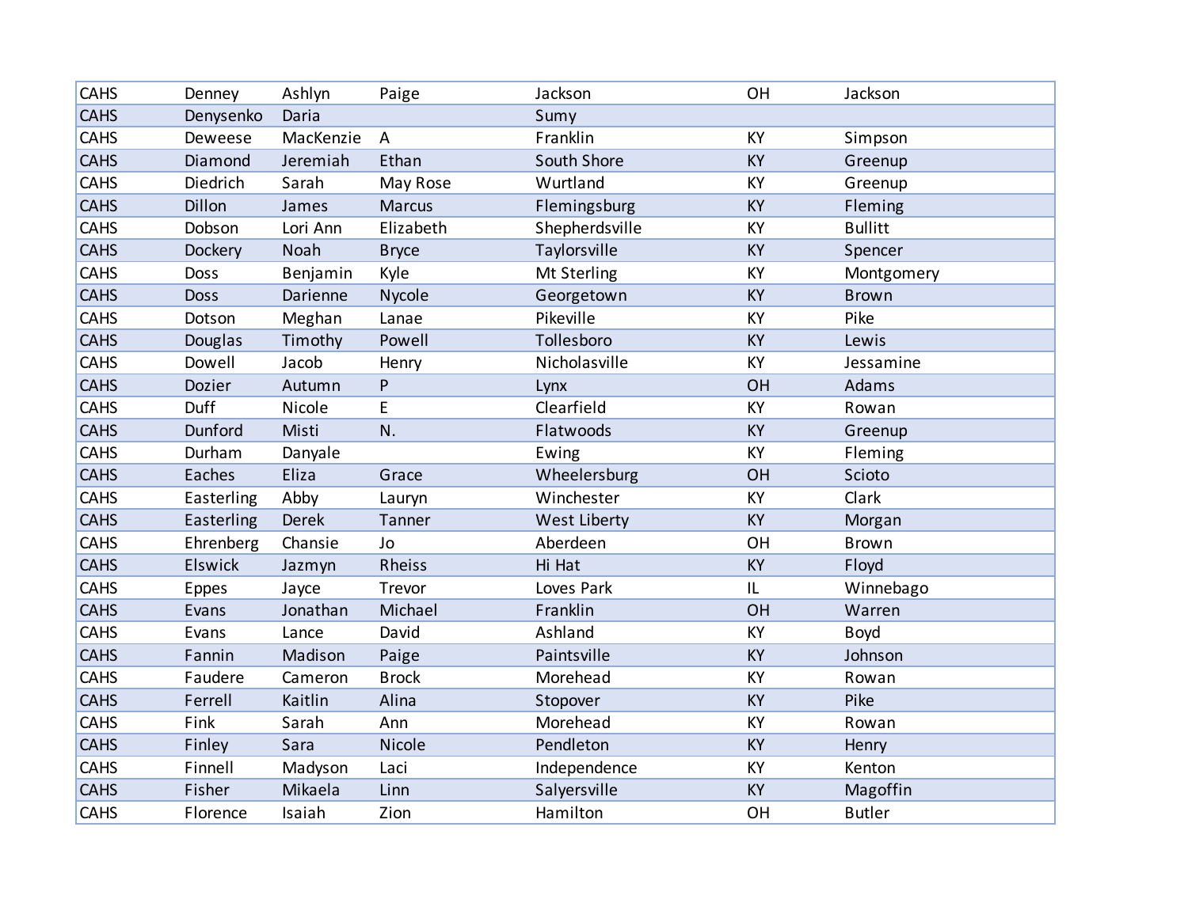| CAHS | Denney | Ashlyn | Paige | Jackson | OH | Jackson |
|---|---|---|---|---|---|---|
| CAHS | Denysenko | Daria | | Sumy | | |
| CAHS | Deweese | MacKenzie | A | Franklin | KY | Simpson |
| CAHS | Diamond | Jeremiah | Ethan | South Shore | KY | Greenup |
| CAHS | Diedrich | Sarah | May Rose | Wurtland | KY | Greenup |
| CAHS | Dillon | James | Marcus | Flemingsburg | KY | Fleming |
| CAHS | Dobson | Lori Ann | Elizabeth | Shepherdsville | KY | Bullitt |
| CAHS | Dockery | Noah | Bryce | Taylorsville | KY | Spencer |
| CAHS | Doss | Benjamin | Kyle | Mt Sterling | KY | Montgomery |
| CAHS | Doss | Darienne | Nycole | Georgetown | KY | Brown |
| CAHS | Dotson | Meghan | Lanae | Pikeville | KY | Pike |
| CAHS | Douglas | Timothy | Powell | Tollesboro | KY | Lewis |
| CAHS | Dowell | Jacob | Henry | Nicholasville | KY | Jessamine |
| CAHS | Dozier | Autumn | P | Lynx | OH | Adams |
| CAHS | Duff | Nicole | E | Clearfield | KY | Rowan |
| CAHS | Dunford | Misti | N. | Flatwoods | KY | Greenup |
| CAHS | Durham | Danyale | | Ewing | KY | Fleming |
| CAHS | Eaches | Eliza | Grace | Wheelersburg | OH | Scioto |
| CAHS | Easterling | Abby | Lauryn | Winchester | KY | Clark |
| CAHS | Easterling | Derek | Tanner | West Liberty | KY | Morgan |
| CAHS | Ehrenberg | Chansie | Jo | Aberdeen | OH | Brown |
| CAHS | Elswick | Jazmyn | Rheiss | Hi Hat | KY | Floyd |
| CAHS | Eppes | Jayce | Trevor | Loves Park | IL | Winnebago |
| CAHS | Evans | Jonathan | Michael | Franklin | OH | Warren |
| CAHS | Evans | Lance | David | Ashland | KY | Boyd |
| CAHS | Fannin | Madison | Paige | Paintsville | KY | Johnson |
| CAHS | Faudere | Cameron | Brock | Morehead | KY | Rowan |
| CAHS | Ferrell | Kaitlin | Alina | Stopover | KY | Pike |
| CAHS | Fink | Sarah | Ann | Morehead | KY | Rowan |
| CAHS | Finley | Sara | Nicole | Pendleton | KY | Henry |
| CAHS | Finnell | Madyson | Laci | Independence | KY | Kenton |
| CAHS | Fisher | Mikaela | Linn | Salyersville | KY | Magoffin |
| CAHS | Florence | Isaiah | Zion | Hamilton | OH | Butler |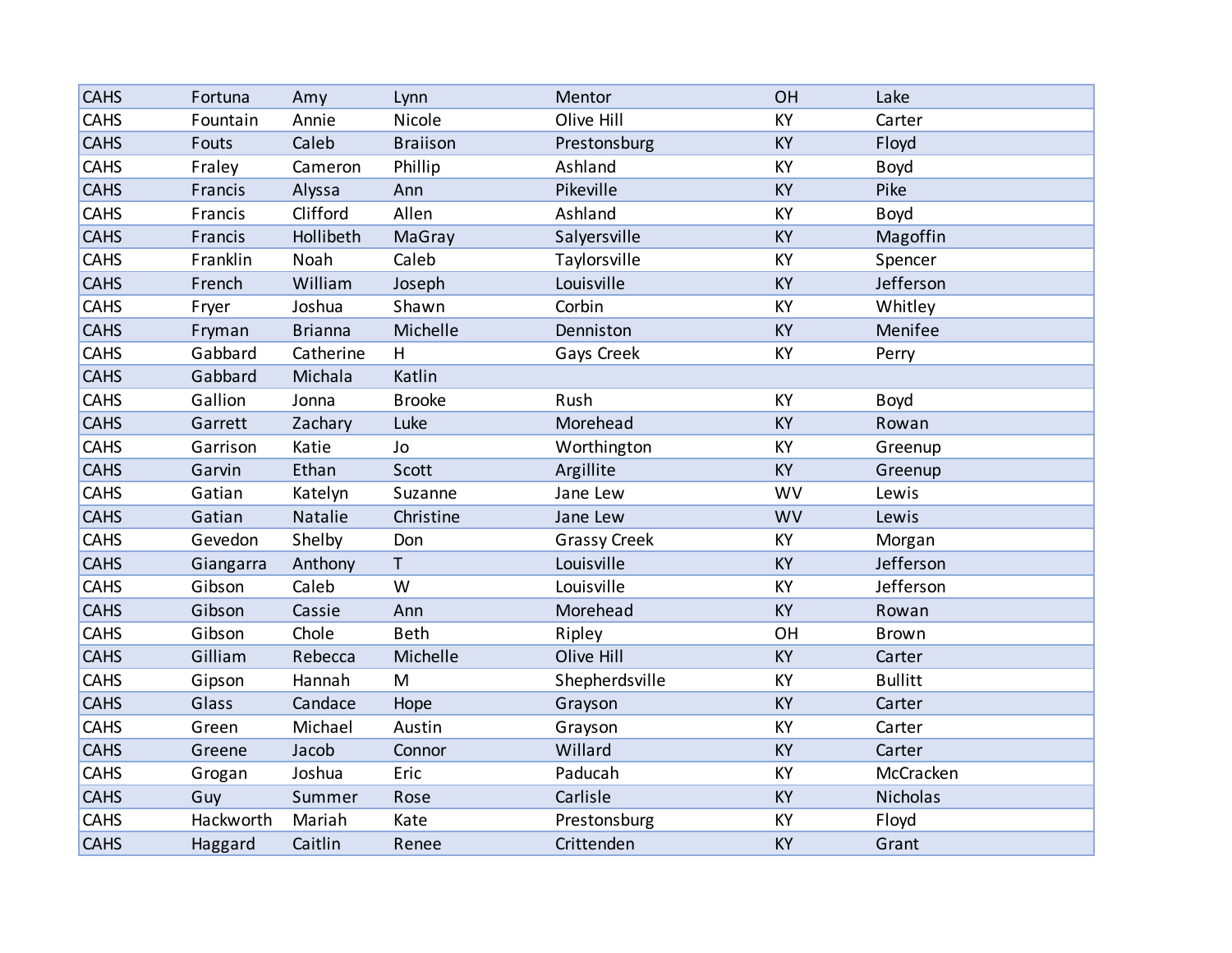| CAHS | Fortuna | Amy | Lynn | Mentor | OH | Lake |
|---|---|---|---|---|---|---|
| CAHS | Fountain | Annie | Nicole | Olive Hill | KY | Carter |
| CAHS | Fouts | Caleb | Braiison | Prestonsburg | KY | Floyd |
| CAHS | Fraley | Cameron | Phillip | Ashland | KY | Boyd |
| CAHS | Francis | Alyssa | Ann | Pikeville | KY | Pike |
| CAHS | Francis | Clifford | Allen | Ashland | KY | Boyd |
| CAHS | Francis | Hollibeth | MaGray | Salyersville | KY | Magoffin |
| CAHS | Franklin | Noah | Caleb | Taylorsville | KY | Spencer |
| CAHS | French | William | Joseph | Louisville | KY | Jefferson |
| CAHS | Fryer | Joshua | Shawn | Corbin | KY | Whitley |
| CAHS | Fryman | Brianna | Michelle | Denniston | KY | Menifee |
| CAHS | Gabbard | Catherine | H | Gays Creek | KY | Perry |
| CAHS | Gabbard | Michala | Katlin | | | |
| CAHS | Gallion | Jonna | Brooke | Rush | KY | Boyd |
| CAHS | Garrett | Zachary | Luke | Morehead | KY | Rowan |
| CAHS | Garrison | Katie | Jo | Worthington | KY | Greenup |
| CAHS | Garvin | Ethan | Scott | Argillite | KY | Greenup |
| CAHS | Gatian | Katelyn | Suzanne | Jane Lew | WV | Lewis |
| CAHS | Gatian | Natalie | Christine | Jane Lew | WV | Lewis |
| CAHS | Gevedon | Shelby | Don | Grassy Creek | KY | Morgan |
| CAHS | Giangarra | Anthony | T | Louisville | KY | Jefferson |
| CAHS | Gibson | Caleb | W | Louisville | KY | Jefferson |
| CAHS | Gibson | Cassie | Ann | Morehead | KY | Rowan |
| CAHS | Gibson | Chole | Beth | Ripley | OH | Brown |
| CAHS | Gilliam | Rebecca | Michelle | Olive Hill | KY | Carter |
| CAHS | Gipson | Hannah | M | Shepherdsville | KY | Bullitt |
| CAHS | Glass | Candace | Hope | Grayson | KY | Carter |
| CAHS | Green | Michael | Austin | Grayson | KY | Carter |
| CAHS | Greene | Jacob | Connor | Willard | KY | Carter |
| CAHS | Grogan | Joshua | Eric | Paducah | KY | McCracken |
| CAHS | Guy | Summer | Rose | Carlisle | KY | Nicholas |
| CAHS | Hackworth | Mariah | Kate | Prestonsburg | KY | Floyd |
| CAHS | Haggard | Caitlin | Renee | Crittenden | KY | Grant |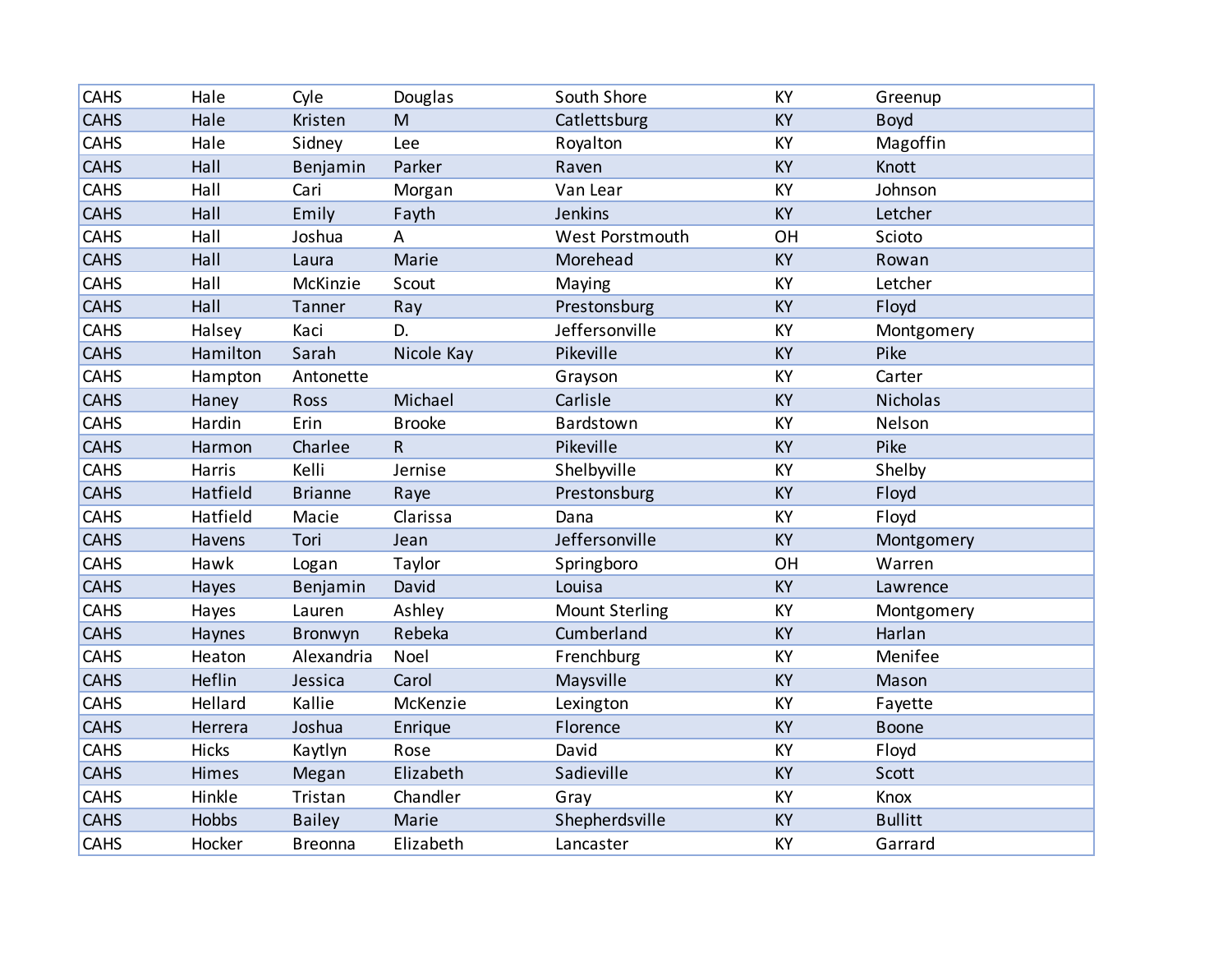| CAHS | Hale | Cyle | Douglas | South Shore | KY | Greenup |
|---|---|---|---|---|---|---|
| CAHS | Hale | Kristen | M | Catlettsburg | KY | Boyd |
| CAHS | Hale | Sidney | Lee | Royalton | KY | Magoffin |
| CAHS | Hall | Benjamin | Parker | Raven | KY | Knott |
| CAHS | Hall | Cari | Morgan | Van Lear | KY | Johnson |
| CAHS | Hall | Emily | Fayth | Jenkins | KY | Letcher |
| CAHS | Hall | Joshua | A | West Porstmouth | OH | Scioto |
| CAHS | Hall | Laura | Marie | Morehead | KY | Rowan |
| CAHS | Hall | McKinzie | Scout | Maying | KY | Letcher |
| CAHS | Hall | Tanner | Ray | Prestonsburg | KY | Floyd |
| CAHS | Halsey | Kaci | D. | Jeffersonville | KY | Montgomery |
| CAHS | Hamilton | Sarah | Nicole Kay | Pikeville | KY | Pike |
| CAHS | Hampton | Antonette | | Grayson | KY | Carter |
| CAHS | Haney | Ross | Michael | Carlisle | KY | Nicholas |
| CAHS | Hardin | Erin | Brooke | Bardstown | KY | Nelson |
| CAHS | Harmon | Charlee | R | Pikeville | KY | Pike |
| CAHS | Harris | Kelli | Jernise | Shelbyville | KY | Shelby |
| CAHS | Hatfield | Brianne | Raye | Prestonsburg | KY | Floyd |
| CAHS | Hatfield | Macie | Clarissa | Dana | KY | Floyd |
| CAHS | Havens | Tori | Jean | Jeffersonville | KY | Montgomery |
| CAHS | Hawk | Logan | Taylor | Springboro | OH | Warren |
| CAHS | Hayes | Benjamin | David | Louisa | KY | Lawrence |
| CAHS | Hayes | Lauren | Ashley | Mount Sterling | KY | Montgomery |
| CAHS | Haynes | Bronwyn | Rebeka | Cumberland | KY | Harlan |
| CAHS | Heaton | Alexandria | Noel | Frenchburg | KY | Menifee |
| CAHS | Heflin | Jessica | Carol | Maysville | KY | Mason |
| CAHS | Hellard | Kallie | McKenzie | Lexington | KY | Fayette |
| CAHS | Herrera | Joshua | Enrique | Florence | KY | Boone |
| CAHS | Hicks | Kaytlyn | Rose | David | KY | Floyd |
| CAHS | Himes | Megan | Elizabeth | Sadieville | KY | Scott |
| CAHS | Hinkle | Tristan | Chandler | Gray | KY | Knox |
| CAHS | Hobbs | Bailey | Marie | Shepherdsville | KY | Bullitt |
| CAHS | Hocker | Breonna | Elizabeth | Lancaster | KY | Garrard |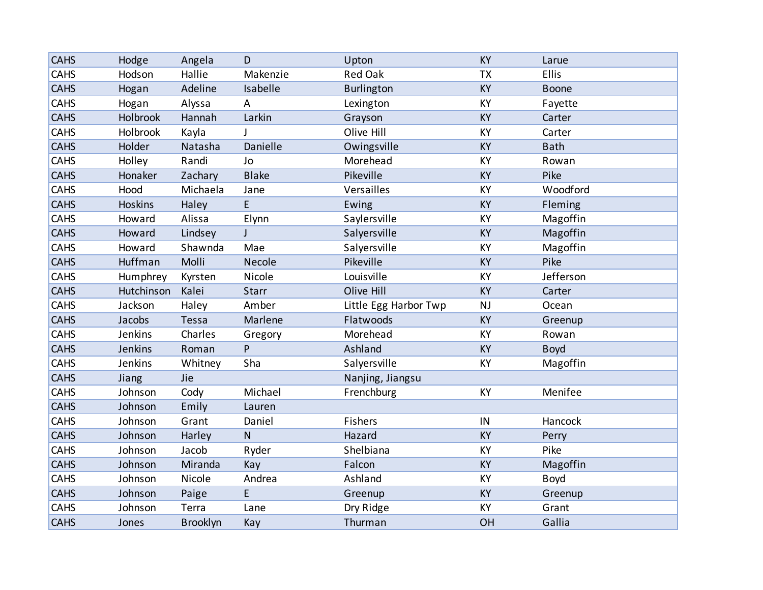| CAHS | Hodge | Angela | D | Upton | KY | Larue |
|---|---|---|---|---|---|---|
| CAHS | Hodson | Hallie | Makenzie | Red Oak | TX | Ellis |
| CAHS | Hogan | Adeline | Isabelle | Burlington | KY | Boone |
| CAHS | Hogan | Alyssa | A | Lexington | KY | Fayette |
| CAHS | Holbrook | Hannah | Larkin | Grayson | KY | Carter |
| CAHS | Holbrook | Kayla | J | Olive Hill | KY | Carter |
| CAHS | Holder | Natasha | Danielle | Owingsville | KY | Bath |
| CAHS | Holley | Randi | Jo | Morehead | KY | Rowan |
| CAHS | Honaker | Zachary | Blake | Pikeville | KY | Pike |
| CAHS | Hood | Michaela | Jane | Versailles | KY | Woodford |
| CAHS | Hoskins | Haley | E | Ewing | KY | Fleming |
| CAHS | Howard | Alissa | Elynn | Saylersville | KY | Magoffin |
| CAHS | Howard | Lindsey | J | Salyersville | KY | Magoffin |
| CAHS | Howard | Shawnda | Mae | Salyersville | KY | Magoffin |
| CAHS | Huffman | Molli | Necole | Pikeville | KY | Pike |
| CAHS | Humphrey | Kyrsten | Nicole | Louisville | KY | Jefferson |
| CAHS | Hutchinson | Kalei | Starr | Olive Hill | KY | Carter |
| CAHS | Jackson | Haley | Amber | Little Egg Harbor Twp | NJ | Ocean |
| CAHS | Jacobs | Tessa | Marlene | Flatwoods | KY | Greenup |
| CAHS | Jenkins | Charles | Gregory | Morehead | KY | Rowan |
| CAHS | Jenkins | Roman | P | Ashland | KY | Boyd |
| CAHS | Jenkins | Whitney | Sha | Salyersville | KY | Magoffin |
| CAHS | Jiang | Jie | | Nanjing, Jiangsu | | |
| CAHS | Johnson | Cody | Michael | Frenchburg | KY | Menifee |
| CAHS | Johnson | Emily | Lauren | | | |
| CAHS | Johnson | Grant | Daniel | Fishers | IN | Hancock |
| CAHS | Johnson | Harley | N | Hazard | KY | Perry |
| CAHS | Johnson | Jacob | Ryder | Shelbiana | KY | Pike |
| CAHS | Johnson | Miranda | Kay | Falcon | KY | Magoffin |
| CAHS | Johnson | Nicole | Andrea | Ashland | KY | Boyd |
| CAHS | Johnson | Paige | E | Greenup | KY | Greenup |
| CAHS | Johnson | Terra | Lane | Dry Ridge | KY | Grant |
| CAHS | Jones | Brooklyn | Kay | Thurman | OH | Gallia |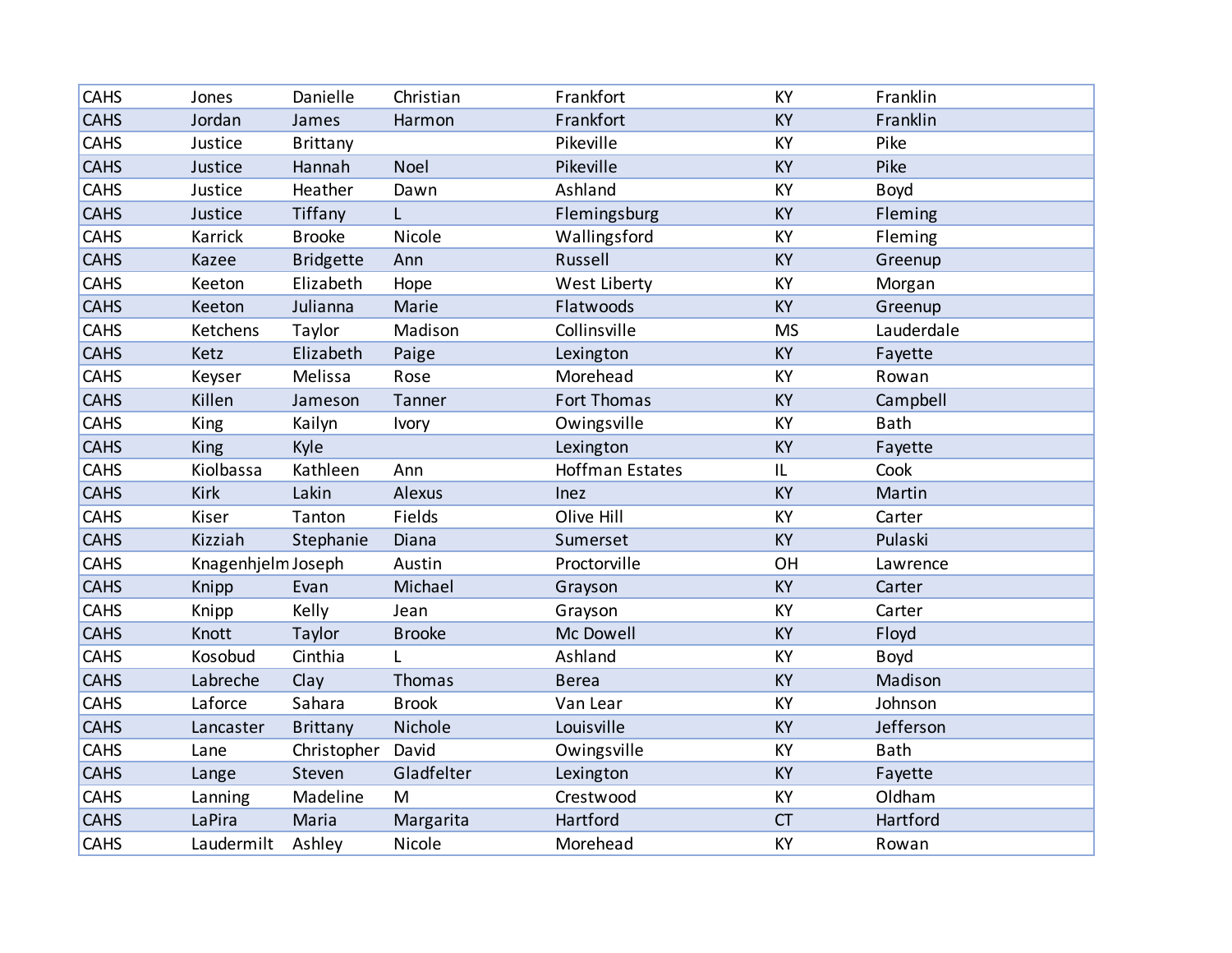| CAHS | Jones | Danielle | Christian | Frankfort | KY | Franklin |
|---|---|---|---|---|---|---|
| CAHS | Jordan | James | Harmon | Frankfort | KY | Franklin |
| CAHS | Justice | Brittany | | Pikeville | KY | Pike |
| CAHS | Justice | Hannah | Noel | Pikeville | KY | Pike |
| CAHS | Justice | Heather | Dawn | Ashland | KY | Boyd |
| CAHS | Justice | Tiffany | L | Flemingsburg | KY | Fleming |
| CAHS | Karrick | Brooke | Nicole | Wallingsford | KY | Fleming |
| CAHS | Kazee | Bridgette | Ann | Russell | KY | Greenup |
| CAHS | Keeton | Elizabeth | Hope | West Liberty | KY | Morgan |
| CAHS | Keeton | Julianna | Marie | Flatwoods | KY | Greenup |
| CAHS | Ketchens | Taylor | Madison | Collinsville | MS | Lauderdale |
| CAHS | Ketz | Elizabeth | Paige | Lexington | KY | Fayette |
| CAHS | Keyser | Melissa | Rose | Morehead | KY | Rowan |
| CAHS | Killen | Jameson | Tanner | Fort Thomas | KY | Campbell |
| CAHS | King | Kailyn | Ivory | Owingsville | KY | Bath |
| CAHS | King | Kyle | | Lexington | KY | Fayette |
| CAHS | Kiolbassa | Kathleen | Ann | Hoffman Estates | IL | Cook |
| CAHS | Kirk | Lakin | Alexus | Inez | KY | Martin |
| CAHS | Kiser | Tanton | Fields | Olive Hill | KY | Carter |
| CAHS | Kizziah | Stephanie | Diana | Sumerset | KY | Pulaski |
| CAHS | Knagenhjelm | Joseph | Austin | Proctorville | OH | Lawrence |
| CAHS | Knipp | Evan | Michael | Grayson | KY | Carter |
| CAHS | Knipp | Kelly | Jean | Grayson | KY | Carter |
| CAHS | Knott | Taylor | Brooke | Mc Dowell | KY | Floyd |
| CAHS | Kosobud | Cinthia | L | Ashland | KY | Boyd |
| CAHS | Labreche | Clay | Thomas | Berea | KY | Madison |
| CAHS | Laforce | Sahara | Brook | Van Lear | KY | Johnson |
| CAHS | Lancaster | Brittany | Nichole | Louisville | KY | Jefferson |
| CAHS | Lane | Christopher | David | Owingsville | KY | Bath |
| CAHS | Lange | Steven | Gladfelter | Lexington | KY | Fayette |
| CAHS | Lanning | Madeline | M | Crestwood | KY | Oldham |
| CAHS | LaPira | Maria | Margarita | Hartford | CT | Hartford |
| CAHS | Laudermilt | Ashley | Nicole | Morehead | KY | Rowan |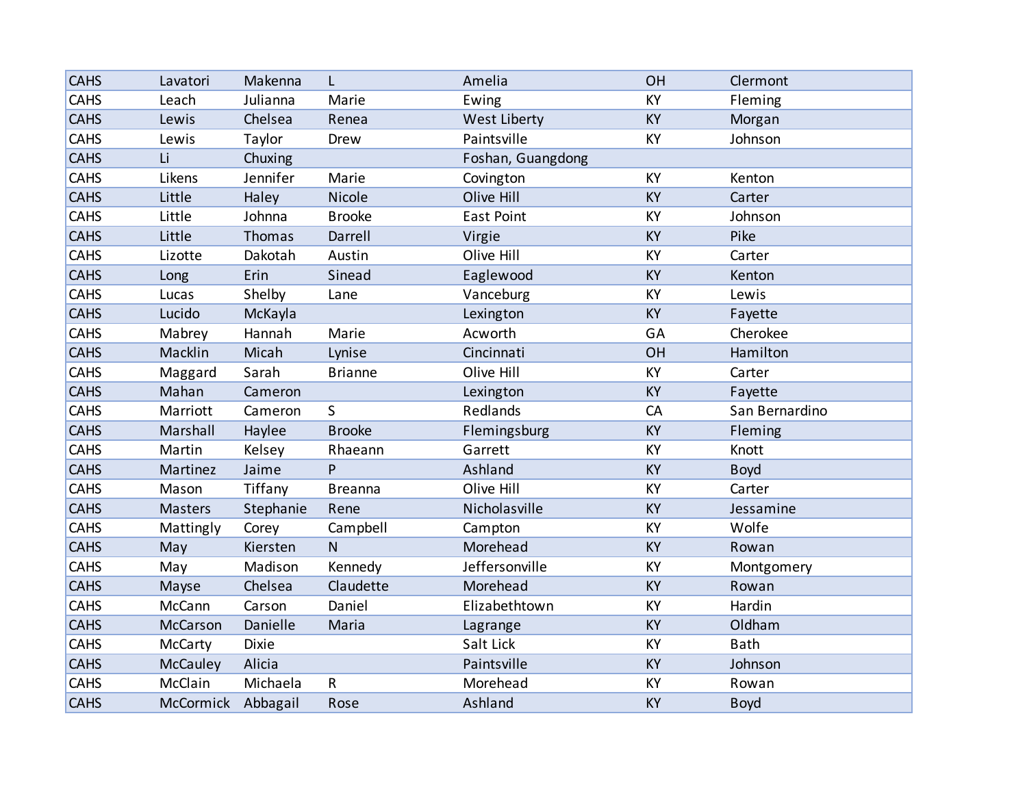| | | | | | | |
|---|---|---|---|---|---|---|
| CAHS | Lavatori | Makenna | L | Amelia | OH | Clermont |
| CAHS | Leach | Julianna | Marie | Ewing | KY | Fleming |
| CAHS | Lewis | Chelsea | Renea | West Liberty | KY | Morgan |
| CAHS | Lewis | Taylor | Drew | Paintsville | KY | Johnson |
| CAHS | Li | Chuxing | | Foshan, Guangdong | | |
| CAHS | Likens | Jennifer | Marie | Covington | KY | Kenton |
| CAHS | Little | Haley | Nicole | Olive Hill | KY | Carter |
| CAHS | Little | Johnna | Brooke | East Point | KY | Johnson |
| CAHS | Little | Thomas | Darrell | Virgie | KY | Pike |
| CAHS | Lizotte | Dakotah | Austin | Olive Hill | KY | Carter |
| CAHS | Long | Erin | Sinead | Eaglewood | KY | Kenton |
| CAHS | Lucas | Shelby | Lane | Vanceburg | KY | Lewis |
| CAHS | Lucido | McKayla | | Lexington | KY | Fayette |
| CAHS | Mabrey | Hannah | Marie | Acworth | GA | Cherokee |
| CAHS | Macklin | Micah | Lynise | Cincinnati | OH | Hamilton |
| CAHS | Maggard | Sarah | Brianne | Olive Hill | KY | Carter |
| CAHS | Mahan | Cameron | | Lexington | KY | Fayette |
| CAHS | Marriott | Cameron | S | Redlands | CA | San Bernardino |
| CAHS | Marshall | Haylee | Brooke | Flemingsburg | KY | Fleming |
| CAHS | Martin | Kelsey | Rhaeann | Garrett | KY | Knott |
| CAHS | Martinez | Jaime | P | Ashland | KY | Boyd |
| CAHS | Mason | Tiffany | Breanna | Olive Hill | KY | Carter |
| CAHS | Masters | Stephanie | Rene | Nicholasville | KY | Jessamine |
| CAHS | Mattingly | Corey | Campbell | Campton | KY | Wolfe |
| CAHS | May | Kiersten | N | Morehead | KY | Rowan |
| CAHS | May | Madison | Kennedy | Jeffersonville | KY | Montgomery |
| CAHS | Mayse | Chelsea | Claudette | Morehead | KY | Rowan |
| CAHS | McCann | Carson | Daniel | Elizabethtown | KY | Hardin |
| CAHS | McCarson | Danielle | Maria | Lagrange | KY | Oldham |
| CAHS | McCarty | Dixie | | Salt Lick | KY | Bath |
| CAHS | McCauley | Alicia | | Paintsville | KY | Johnson |
| CAHS | McClain | Michaela | R | Morehead | KY | Rowan |
| CAHS | McCormick | Abbagail | Rose | Ashland | KY | Boyd |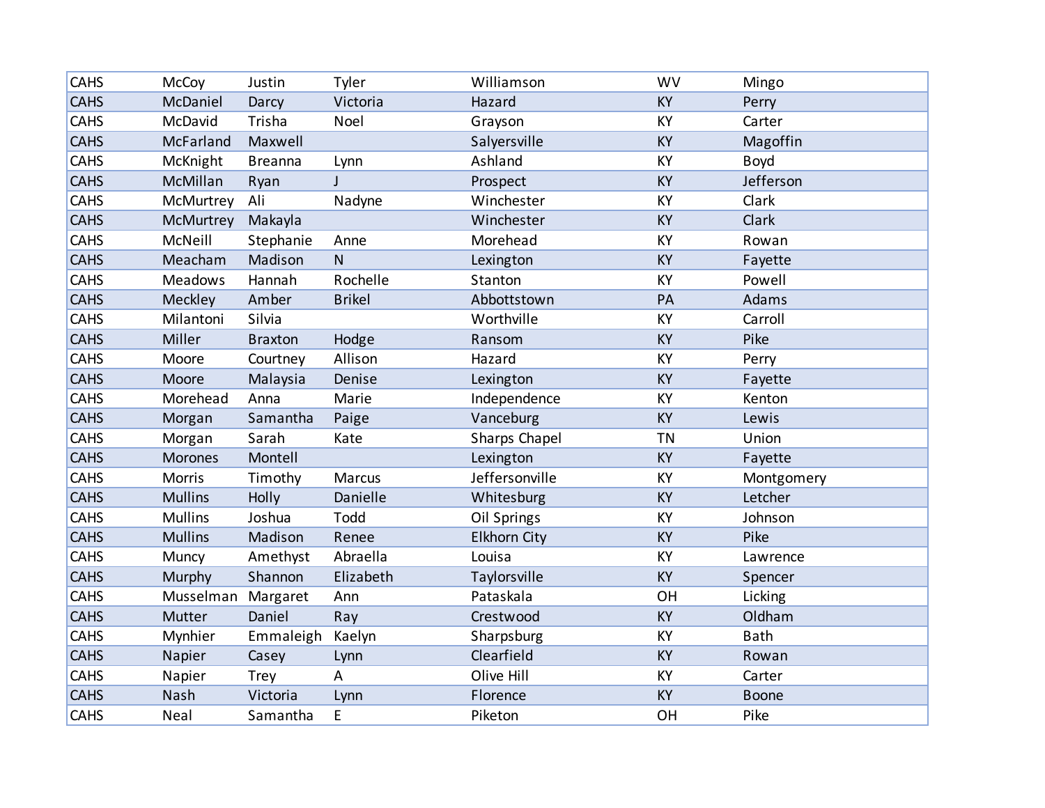| | | | | | | |
|---|---|---|---|---|---|---|
| CAHS | McCoy | Justin | Tyler | Williamson | WV | Mingo |
| CAHS | McDaniel | Darcy | Victoria | Hazard | KY | Perry |
| CAHS | McDavid | Trisha | Noel | Grayson | KY | Carter |
| CAHS | McFarland | Maxwell | | Salyersville | KY | Magoffin |
| CAHS | McKnight | Breanna | Lynn | Ashland | KY | Boyd |
| CAHS | McMillan | Ryan | J | Prospect | KY | Jefferson |
| CAHS | McMurtrey | Ali | Nadyne | Winchester | KY | Clark |
| CAHS | McMurtrey | Makayla | | Winchester | KY | Clark |
| CAHS | McNeill | Stephanie | Anne | Morehead | KY | Rowan |
| CAHS | Meacham | Madison | N | Lexington | KY | Fayette |
| CAHS | Meadows | Hannah | Rochelle | Stanton | KY | Powell |
| CAHS | Meckley | Amber | Brikel | Abbottstown | PA | Adams |
| CAHS | Milantoni | Silvia | | Worthville | KY | Carroll |
| CAHS | Miller | Braxton | Hodge | Ransom | KY | Pike |
| CAHS | Moore | Courtney | Allison | Hazard | KY | Perry |
| CAHS | Moore | Malaysia | Denise | Lexington | KY | Fayette |
| CAHS | Morehead | Anna | Marie | Independence | KY | Kenton |
| CAHS | Morgan | Samantha | Paige | Vanceburg | KY | Lewis |
| CAHS | Morgan | Sarah | Kate | Sharps Chapel | TN | Union |
| CAHS | Morones | Montell | | Lexington | KY | Fayette |
| CAHS | Morris | Timothy | Marcus | Jeffersonville | KY | Montgomery |
| CAHS | Mullins | Holly | Danielle | Whitesburg | KY | Letcher |
| CAHS | Mullins | Joshua | Todd | Oil Springs | KY | Johnson |
| CAHS | Mullins | Madison | Renee | Elkhorn City | KY | Pike |
| CAHS | Muncy | Amethyst | Abraella | Louisa | KY | Lawrence |
| CAHS | Murphy | Shannon | Elizabeth | Taylorsville | KY | Spencer |
| CAHS | Musselman | Margaret | Ann | Pataskala | OH | Licking |
| CAHS | Mutter | Daniel | Ray | Crestwood | KY | Oldham |
| CAHS | Mynhier | Emmaleigh | Kaelyn | Sharpsburg | KY | Bath |
| CAHS | Napier | Casey | Lynn | Clearfield | KY | Rowan |
| CAHS | Napier | Trey | A | Olive Hill | KY | Carter |
| CAHS | Nash | Victoria | Lynn | Florence | KY | Boone |
| CAHS | Neal | Samantha | E | Piketon | OH | Pike |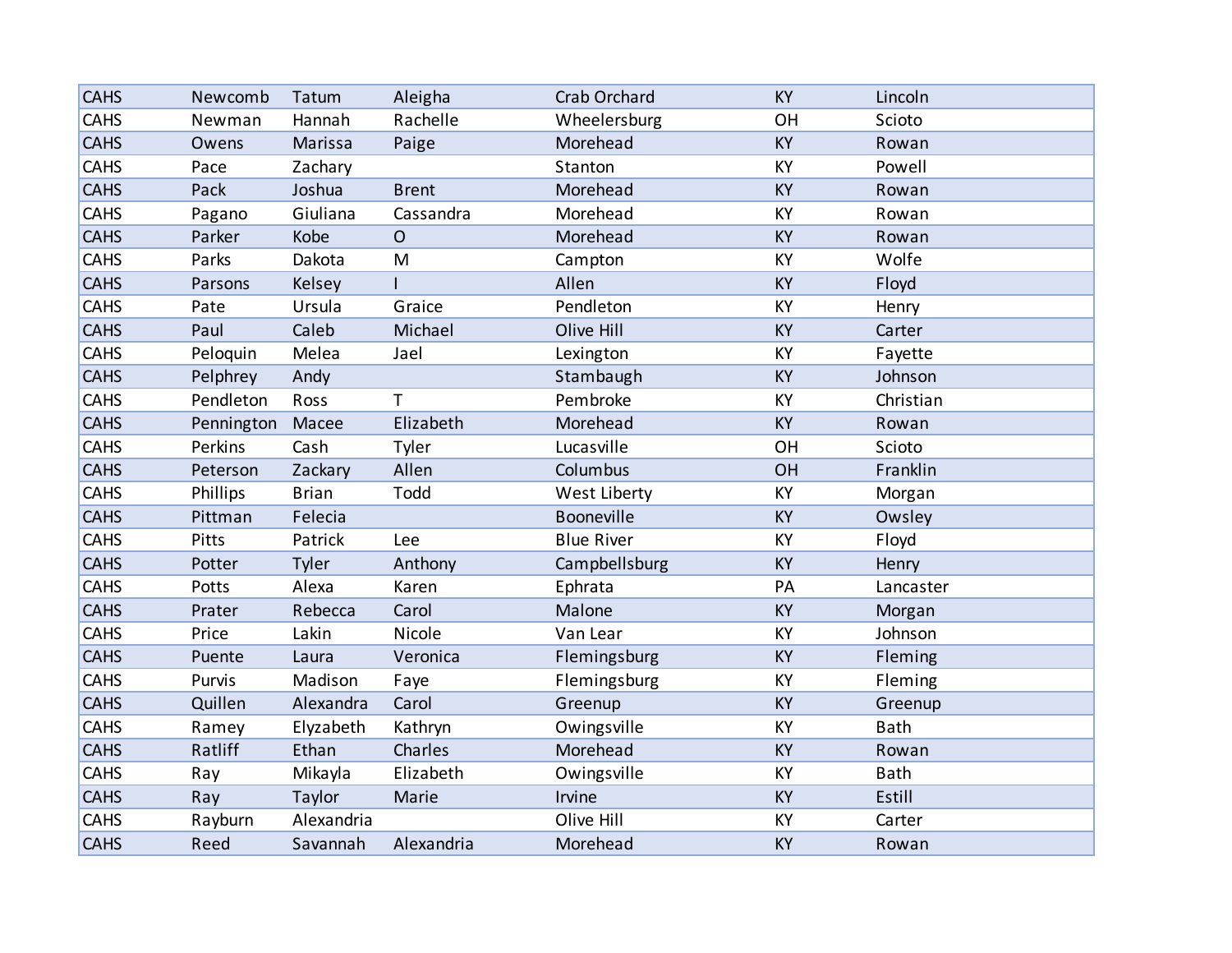| | | | | | | |
|---|---|---|---|---|---|---|
| CAHS | Newcomb | Tatum | Aleigha | Crab Orchard | KY | Lincoln |
| CAHS | Newman | Hannah | Rachelle | Wheelersburg | OH | Scioto |
| CAHS | Owens | Marissa | Paige | Morehead | KY | Rowan |
| CAHS | Pace | Zachary | | Stanton | KY | Powell |
| CAHS | Pack | Joshua | Brent | Morehead | KY | Rowan |
| CAHS | Pagano | Giuliana | Cassandra | Morehead | KY | Rowan |
| CAHS | Parker | Kobe | O | Morehead | KY | Rowan |
| CAHS | Parks | Dakota | M | Campton | KY | Wolfe |
| CAHS | Parsons | Kelsey | I | Allen | KY | Floyd |
| CAHS | Pate | Ursula | Graice | Pendleton | KY | Henry |
| CAHS | Paul | Caleb | Michael | Olive Hill | KY | Carter |
| CAHS | Peloquin | Melea | Jael | Lexington | KY | Fayette |
| CAHS | Pelphrey | Andy | | Stambaugh | KY | Johnson |
| CAHS | Pendleton | Ross | T | Pembroke | KY | Christian |
| CAHS | Pennington | Macee | Elizabeth | Morehead | KY | Rowan |
| CAHS | Perkins | Cash | Tyler | Lucasville | OH | Scioto |
| CAHS | Peterson | Zackary | Allen | Columbus | OH | Franklin |
| CAHS | Phillips | Brian | Todd | West Liberty | KY | Morgan |
| CAHS | Pittman | Felecia | | Booneville | KY | Owsley |
| CAHS | Pitts | Patrick | Lee | Blue River | KY | Floyd |
| CAHS | Potter | Tyler | Anthony | Campbellsburg | KY | Henry |
| CAHS | Potts | Alexa | Karen | Ephrata | PA | Lancaster |
| CAHS | Prater | Rebecca | Carol | Malone | KY | Morgan |
| CAHS | Price | Lakin | Nicole | Van Lear | KY | Johnson |
| CAHS | Puente | Laura | Veronica | Flemingsburg | KY | Fleming |
| CAHS | Purvis | Madison | Faye | Flemingsburg | KY | Fleming |
| CAHS | Quillen | Alexandra | Carol | Greenup | KY | Greenup |
| CAHS | Ramey | Elyzabeth | Kathryn | Owingsville | KY | Bath |
| CAHS | Ratliff | Ethan | Charles | Morehead | KY | Rowan |
| CAHS | Ray | Mikayla | Elizabeth | Owingsville | KY | Bath |
| CAHS | Ray | Taylor | Marie | Irvine | KY | Estill |
| CAHS | Rayburn | Alexandria | | Olive Hill | KY | Carter |
| CAHS | Reed | Savannah | Alexandria | Morehead | KY | Rowan |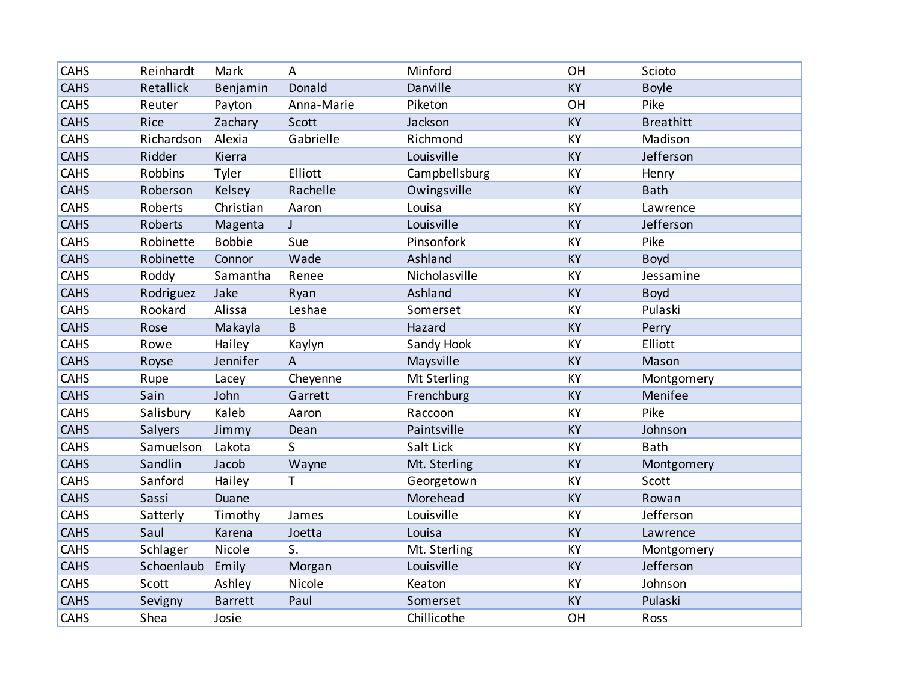| | | | | | | |
|---|---|---|---|---|---|---|
| CAHS | Reinhardt | Mark | A | Minford | OH | Scioto |
| CAHS | Retallick | Benjamin | Donald | Danville | KY | Boyle |
| CAHS | Reuter | Payton | Anna-Marie | Piketon | OH | Pike |
| CAHS | Rice | Zachary | Scott | Jackson | KY | Breathitt |
| CAHS | Richardson | Alexia | Gabrielle | Richmond | KY | Madison |
| CAHS | Ridder | Kierra | | Louisville | KY | Jefferson |
| CAHS | Robbins | Tyler | Elliott | Campbellsburg | KY | Henry |
| CAHS | Roberson | Kelsey | Rachelle | Owingsville | KY | Bath |
| CAHS | Roberts | Christian | Aaron | Louisa | KY | Lawrence |
| CAHS | Roberts | Magenta | J | Louisville | KY | Jefferson |
| CAHS | Robinette | Bobbie | Sue | Pinsonfork | KY | Pike |
| CAHS | Robinette | Connor | Wade | Ashland | KY | Boyd |
| CAHS | Roddy | Samantha | Renee | Nicholasville | KY | Jessamine |
| CAHS | Rodriguez | Jake | Ryan | Ashland | KY | Boyd |
| CAHS | Rookard | Alissa | Leshae | Somerset | KY | Pulaski |
| CAHS | Rose | Makayla | B | Hazard | KY | Perry |
| CAHS | Rowe | Hailey | Kaylyn | Sandy Hook | KY | Elliott |
| CAHS | Royse | Jennifer | A | Maysville | KY | Mason |
| CAHS | Rupe | Lacey | Cheyenne | Mt Sterling | KY | Montgomery |
| CAHS | Sain | John | Garrett | Frenchburg | KY | Menifee |
| CAHS | Salisbury | Kaleb | Aaron | Raccoon | KY | Pike |
| CAHS | Salyers | Jimmy | Dean | Paintsville | KY | Johnson |
| CAHS | Samuelson | Lakota | S | Salt Lick | KY | Bath |
| CAHS | Sandlin | Jacob | Wayne | Mt. Sterling | KY | Montgomery |
| CAHS | Sanford | Hailey | T | Georgetown | KY | Scott |
| CAHS | Sassi | Duane | | Morehead | KY | Rowan |
| CAHS | Satterly | Timothy | James | Louisville | KY | Jefferson |
| CAHS | Saul | Karena | Joetta | Louisa | KY | Lawrence |
| CAHS | Schlager | Nicole | S. | Mt. Sterling | KY | Montgomery |
| CAHS | Schoenlaub | Emily | Morgan | Louisville | KY | Jefferson |
| CAHS | Scott | Ashley | Nicole | Keaton | KY | Johnson |
| CAHS | Sevigny | Barrett | Paul | Somerset | KY | Pulaski |
| CAHS | Shea | Josie | | Chillicothe | OH | Ross |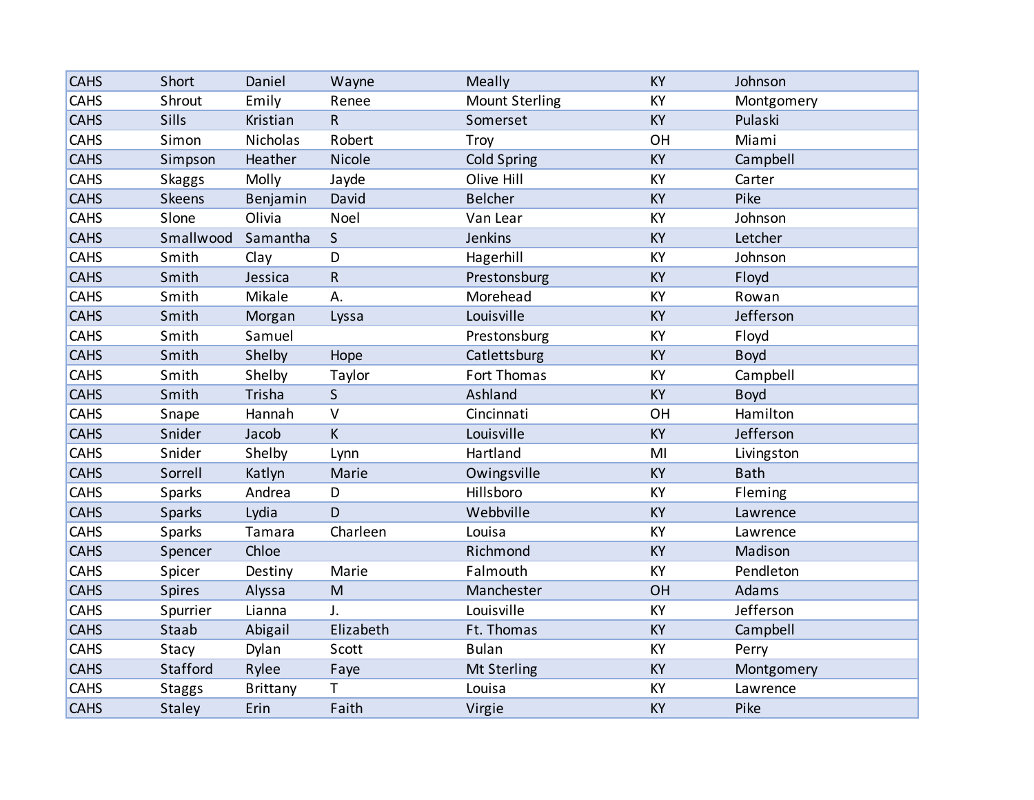| | | | | | | |
|---|---|---|---|---|---|---|
| CAHS | Short | Daniel | Wayne | Meally | KY | Johnson |
| CAHS | Shrout | Emily | Renee | Mount Sterling | KY | Montgomery |
| CAHS | Sills | Kristian | R | Somerset | KY | Pulaski |
| CAHS | Simon | Nicholas | Robert | Troy | OH | Miami |
| CAHS | Simpson | Heather | Nicole | Cold Spring | KY | Campbell |
| CAHS | Skaggs | Molly | Jayde | Olive Hill | KY | Carter |
| CAHS | Skeens | Benjamin | David | Belcher | KY | Pike |
| CAHS | Slone | Olivia | Noel | Van Lear | KY | Johnson |
| CAHS | Smallwood | Samantha | S | Jenkins | KY | Letcher |
| CAHS | Smith | Clay | D | Hagerhill | KY | Johnson |
| CAHS | Smith | Jessica | R | Prestonsburg | KY | Floyd |
| CAHS | Smith | Mikale | A. | Morehead | KY | Rowan |
| CAHS | Smith | Morgan | Lyssa | Louisville | KY | Jefferson |
| CAHS | Smith | Samuel | | Prestonsburg | KY | Floyd |
| CAHS | Smith | Shelby | Hope | Catlettsburg | KY | Boyd |
| CAHS | Smith | Shelby | Taylor | Fort Thomas | KY | Campbell |
| CAHS | Smith | Trisha | S | Ashland | KY | Boyd |
| CAHS | Snape | Hannah | V | Cincinnati | OH | Hamilton |
| CAHS | Snider | Jacob | K | Louisville | KY | Jefferson |
| CAHS | Snider | Shelby | Lynn | Hartland | MI | Livingston |
| CAHS | Sorrell | Katlyn | Marie | Owingsville | KY | Bath |
| CAHS | Sparks | Andrea | D | Hillsboro | KY | Fleming |
| CAHS | Sparks | Lydia | D | Webbville | KY | Lawrence |
| CAHS | Sparks | Tamara | Charleen | Louisa | KY | Lawrence |
| CAHS | Spencer | Chloe | | Richmond | KY | Madison |
| CAHS | Spicer | Destiny | Marie | Falmouth | KY | Pendleton |
| CAHS | Spires | Alyssa | M | Manchester | OH | Adams |
| CAHS | Spurrier | Lianna | J. | Louisville | KY | Jefferson |
| CAHS | Staab | Abigail | Elizabeth | Ft. Thomas | KY | Campbell |
| CAHS | Stacy | Dylan | Scott | Bulan | KY | Perry |
| CAHS | Stafford | Rylee | Faye | Mt Sterling | KY | Montgomery |
| CAHS | Staggs | Brittany | T | Louisa | KY | Lawrence |
| CAHS | Staley | Erin | Faith | Virgie | KY | Pike |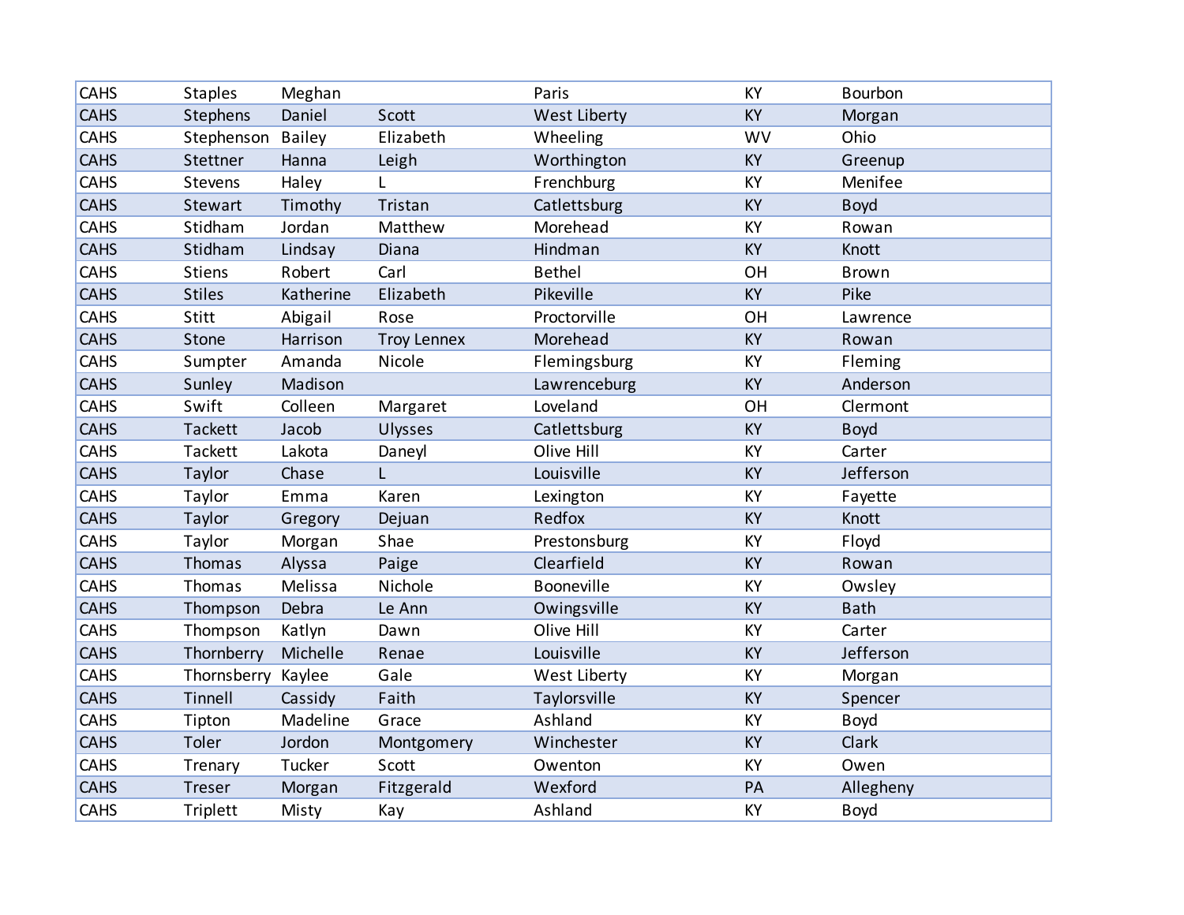| | | | | | | |
|---|---|---|---|---|---|---|
| CAHS | Staples | Meghan | | Paris | KY | Bourbon |
| CAHS | Stephens | Daniel | Scott | West Liberty | KY | Morgan |
| CAHS | Stephenson | Bailey | Elizabeth | Wheeling | WV | Ohio |
| CAHS | Stettner | Hanna | Leigh | Worthington | KY | Greenup |
| CAHS | Stevens | Haley | L | Frenchburg | KY | Menifee |
| CAHS | Stewart | Timothy | Tristan | Catlettsburg | KY | Boyd |
| CAHS | Stidham | Jordan | Matthew | Morehead | KY | Rowan |
| CAHS | Stidham | Lindsay | Diana | Hindman | KY | Knott |
| CAHS | Stiens | Robert | Carl | Bethel | OH | Brown |
| CAHS | Stiles | Katherine | Elizabeth | Pikeville | KY | Pike |
| CAHS | Stitt | Abigail | Rose | Proctorville | OH | Lawrence |
| CAHS | Stone | Harrison | Troy Lennex | Morehead | KY | Rowan |
| CAHS | Sumpter | Amanda | Nicole | Flemingsburg | KY | Fleming |
| CAHS | Sunley | Madison | | Lawrenceburg | KY | Anderson |
| CAHS | Swift | Colleen | Margaret | Loveland | OH | Clermont |
| CAHS | Tackett | Jacob | Ulysses | Catlettsburg | KY | Boyd |
| CAHS | Tackett | Lakota | Daneyl | Olive Hill | KY | Carter |
| CAHS | Taylor | Chase | L | Louisville | KY | Jefferson |
| CAHS | Taylor | Emma | Karen | Lexington | KY | Fayette |
| CAHS | Taylor | Gregory | Dejuan | Redfox | KY | Knott |
| CAHS | Taylor | Morgan | Shae | Prestonsburg | KY | Floyd |
| CAHS | Thomas | Alyssa | Paige | Clearfield | KY | Rowan |
| CAHS | Thomas | Melissa | Nichole | Booneville | KY | Owsley |
| CAHS | Thompson | Debra | Le Ann | Owingsville | KY | Bath |
| CAHS | Thompson | Katlyn | Dawn | Olive Hill | KY | Carter |
| CAHS | Thornberry | Michelle | Renae | Louisville | KY | Jefferson |
| CAHS | Thornsberry | Kaylee | Gale | West Liberty | KY | Morgan |
| CAHS | Tinnell | Cassidy | Faith | Taylorsville | KY | Spencer |
| CAHS | Tipton | Madeline | Grace | Ashland | KY | Boyd |
| CAHS | Toler | Jordon | Montgomery | Winchester | KY | Clark |
| CAHS | Trenary | Tucker | Scott | Owenton | KY | Owen |
| CAHS | Treser | Morgan | Fitzgerald | Wexford | PA | Allegheny |
| CAHS | Triplett | Misty | Kay | Ashland | KY | Boyd |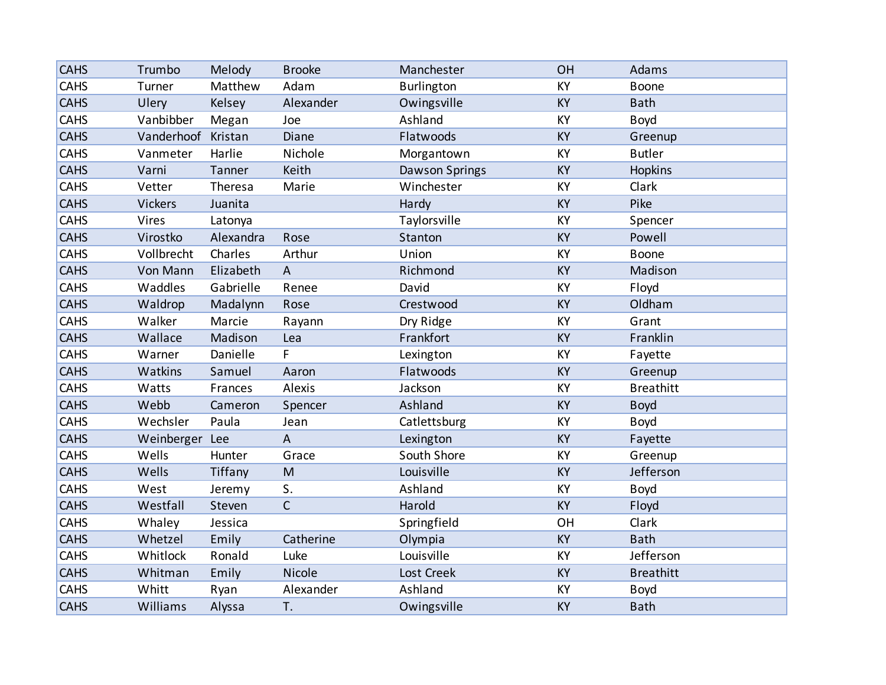| | | | | | | |
|---|---|---|---|---|---|---|
| CAHS | Trumbo | Melody | Brooke | Manchester | OH | Adams |
| CAHS | Turner | Matthew | Adam | Burlington | KY | Boone |
| CAHS | Ulery | Kelsey | Alexander | Owingsville | KY | Bath |
| CAHS | Vanbibber | Megan | Joe | Ashland | KY | Boyd |
| CAHS | Vanderhoof | Kristan | Diane | Flatwoods | KY | Greenup |
| CAHS | Vanmeter | Harlie | Nichole | Morgantown | KY | Butler |
| CAHS | Varni | Tanner | Keith | Dawson Springs | KY | Hopkins |
| CAHS | Vetter | Theresa | Marie | Winchester | KY | Clark |
| CAHS | Vickers | Juanita | | Hardy | KY | Pike |
| CAHS | Vires | Latonya | | Taylorsville | KY | Spencer |
| CAHS | Virostko | Alexandra | Rose | Stanton | KY | Powell |
| CAHS | Vollbrecht | Charles | Arthur | Union | KY | Boone |
| CAHS | Von Mann | Elizabeth | A | Richmond | KY | Madison |
| CAHS | Waddles | Gabrielle | Renee | David | KY | Floyd |
| CAHS | Waldrop | Madalynn | Rose | Crestwood | KY | Oldham |
| CAHS | Walker | Marcie | Rayann | Dry Ridge | KY | Grant |
| CAHS | Wallace | Madison | Lea | Frankfort | KY | Franklin |
| CAHS | Warner | Danielle | F | Lexington | KY | Fayette |
| CAHS | Watkins | Samuel | Aaron | Flatwoods | KY | Greenup |
| CAHS | Watts | Frances | Alexis | Jackson | KY | Breathitt |
| CAHS | Webb | Cameron | Spencer | Ashland | KY | Boyd |
| CAHS | Wechsler | Paula | Jean | Catlettsburg | KY | Boyd |
| CAHS | Weinberger | Lee | A | Lexington | KY | Fayette |
| CAHS | Wells | Hunter | Grace | South Shore | KY | Greenup |
| CAHS | Wells | Tiffany | M | Louisville | KY | Jefferson |
| CAHS | West | Jeremy | S. | Ashland | KY | Boyd |
| CAHS | Westfall | Steven | C | Harold | KY | Floyd |
| CAHS | Whaley | Jessica | | Springfield | OH | Clark |
| CAHS | Whetzel | Emily | Catherine | Olympia | KY | Bath |
| CAHS | Whitlock | Ronald | Luke | Louisville | KY | Jefferson |
| CAHS | Whitman | Emily | Nicole | Lost Creek | KY | Breathitt |
| CAHS | Whitt | Ryan | Alexander | Ashland | KY | Boyd |
| CAHS | Williams | Alyssa | T. | Owingsville | KY | Bath |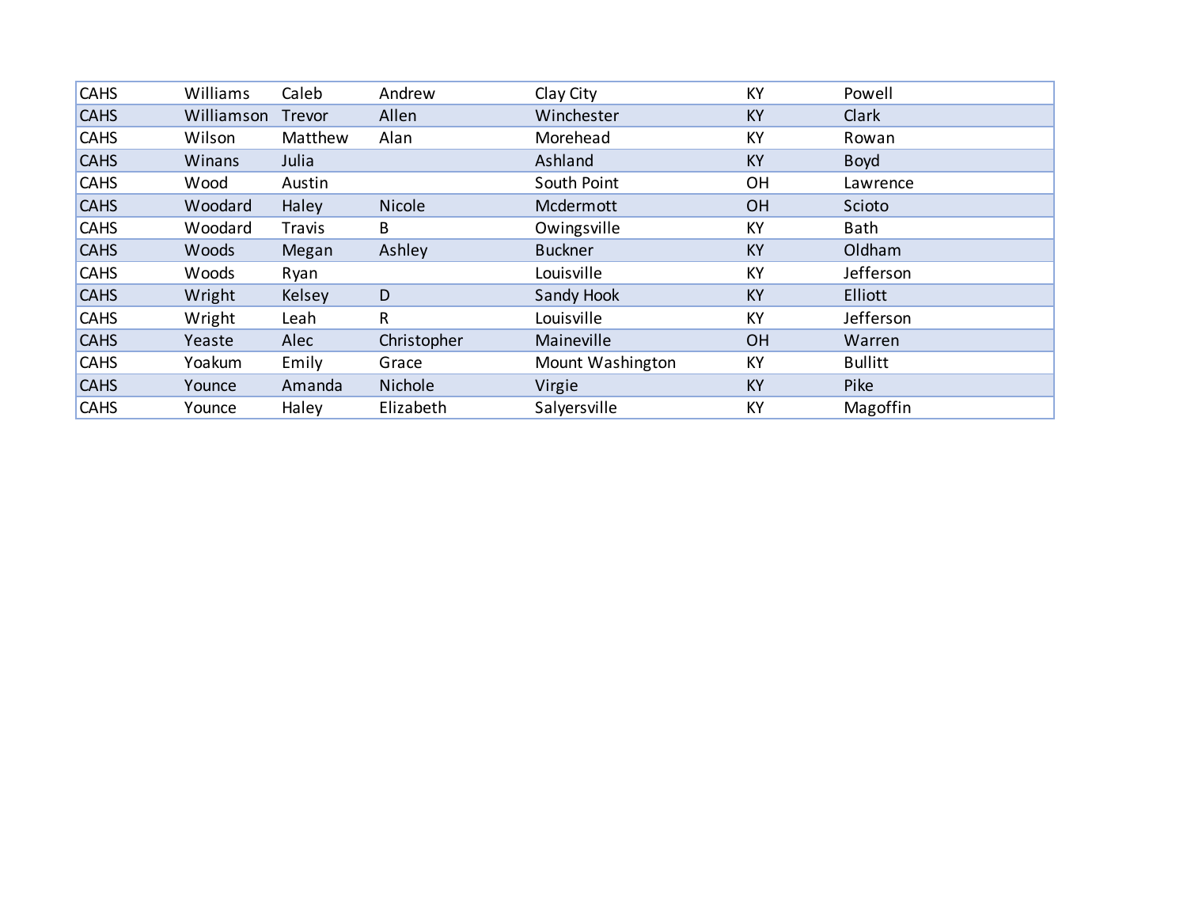| | | | | | | |
|---|---|---|---|---|---|---|
| CAHS | Williams | Caleb | Andrew | Clay City | KY | Powell |
| CAHS | Williamson | Trevor | Allen | Winchester | KY | Clark |
| CAHS | Wilson | Matthew | Alan | Morehead | KY | Rowan |
| CAHS | Winans | Julia | | Ashland | KY | Boyd |
| CAHS | Wood | Austin | | South Point | OH | Lawrence |
| CAHS | Woodard | Haley | Nicole | Mcdermott | OH | Scioto |
| CAHS | Woodard | Travis | B | Owingsville | KY | Bath |
| CAHS | Woods | Megan | Ashley | Buckner | KY | Oldham |
| CAHS | Woods | Ryan | | Louisville | KY | Jefferson |
| CAHS | Wright | Kelsey | D | Sandy Hook | KY | Elliott |
| CAHS | Wright | Leah | R | Louisville | KY | Jefferson |
| CAHS | Yeaste | Alec | Christopher | Maineville | OH | Warren |
| CAHS | Yoakum | Emily | Grace | Mount Washington | KY | Bullitt |
| CAHS | Younce | Amanda | Nichole | Virgie | KY | Pike |
| CAHS | Younce | Haley | Elizabeth | Salyersville | KY | Magoffin |